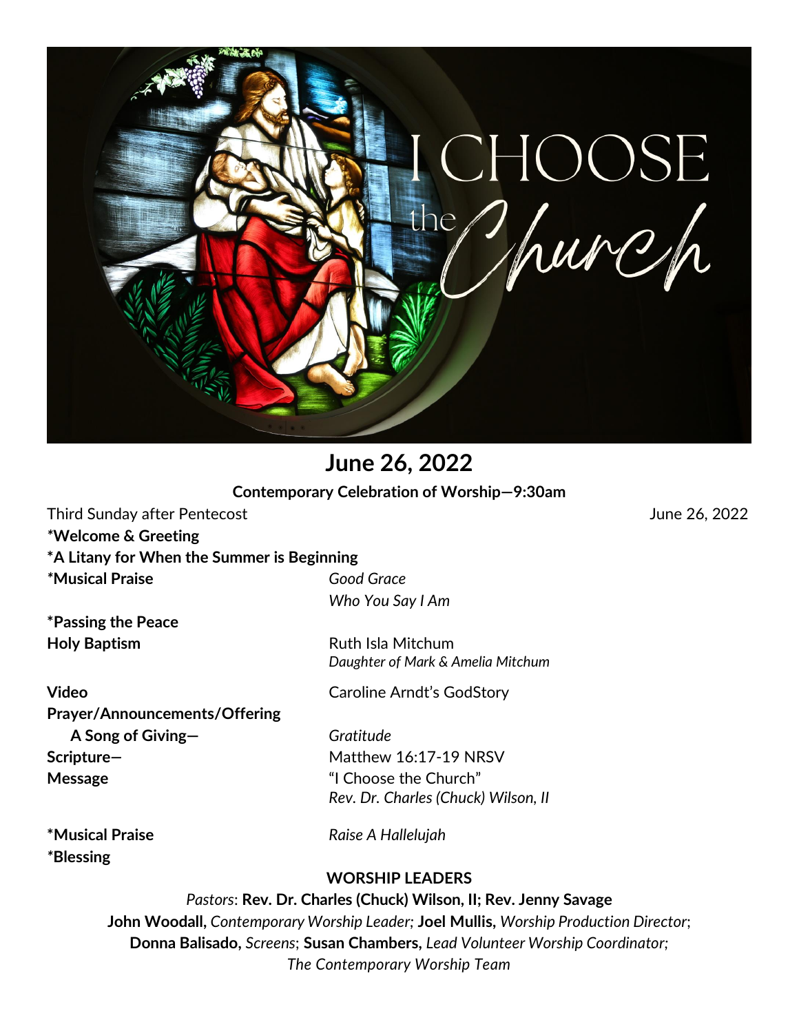# June 26, 2022

**Contemporary Celebration of Worship—9:30am**

Third Sunday after Pentecost June 26, 2022

***Welcome & Greeting**

***A Litany for When the Summer is Beginning**

***Musical Praise** *Good Grace*
*Who You Say I Am*

***Passing the Peace**

**Holy Baptism** Ruth Isla Mitchum
*Daughter of Mark & Amelia Mitchum*

**Video** Caroline Arndt's GodStory

**Prayer/Announcements/Offering**

**A Song of Giving—** *Gratitude*

**Scripture—** Matthew 16:17-19 NRSV

**Message** "I Choose the Church"
*Rev. Dr. Charles (Chuck) Wilson, II*

***Musical Praise** *Raise A Hallelujah*

***Blessing**

**WORSHIP LEADERS**

*Pastors*: **Rev. Dr. Charles (Chuck) Wilson, II; Rev. Jenny Savage**
**John Woodall,** *Contemporary Worship Leader*; **Joel Mullis,** *Worship Production Director*; **Donna Balisado,** *Screens*; **Susan Chambers,** *Lead Volunteer Worship Coordinator;* *The Contemporary Worship Team*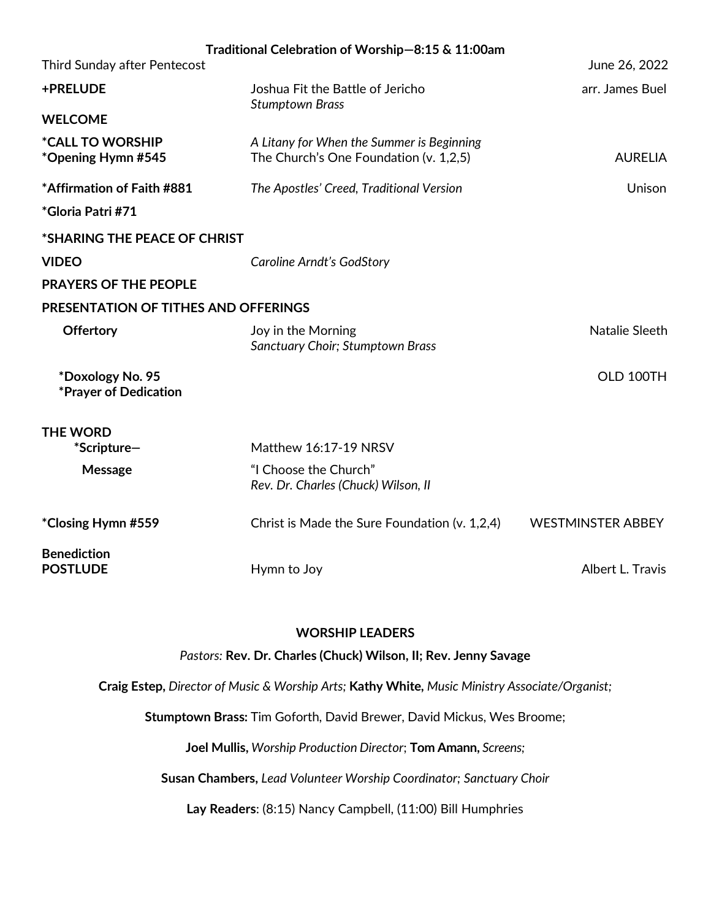**Traditional Celebration of Worship—8:15 & 11:00am**

Third Sunday after Pentecost June 26, 2022

| | | |
|---|---|---|
| **+PRELUDE** | Joshua Fit the Battle of Jericho<br>*Stumptown Brass* | arr. James Buel |
| **WELCOME** | | |
| ***CALL TO WORSHIP** | *A Litany for When the Summer is Beginning* | |
| ***Opening Hymn #545** | The Church's One Foundation (v. 1,2,5) | AURELIA |
| ***Affirmation of Faith #881** | *The Apostles' Creed, Traditional Version* | Unison |
| ***Gloria Patri #71** | | |
| ***SHARING THE PEACE OF CHRIST** | | |
| **VIDEO** | *Caroline Arndt's GodStory* | |
| **PRAYERS OF THE PEOPLE** | | |
| **PRESENTATION OF TITHES AND OFFERINGS** | | |
| **Offertory** | Joy in the Morning<br>*Sanctuary Choir; Stumptown Brass* | Natalie Sleeth |
| ***Doxology No. 95** | | OLD 100TH |
| ***Prayer of Dedication** | | |
| **THE WORD** | | |
| ***Scripture—** | Matthew 16:17-19 NRSV | |
| **Message** | "I Choose the Church"<br>*Rev. Dr. Charles (Chuck) Wilson, II* | |
| ***Closing Hymn #559** | Christ is Made the Sure Foundation (v. 1,2,4) | WESTMINSTER ABBEY |
| **Benediction** | | |
| **POSTLUDE** | Hymn to Joy | Albert L. Travis |

**WORSHIP LEADERS**

*Pastors:* **Rev. Dr. Charles (Chuck) Wilson, II; Rev. Jenny Savage**

**Craig Estep,** *Director of Music & Worship Arts;* **Kathy White,** *Music Ministry Associate/Organist;*

**Stumptown Brass:** Tim Goforth, David Brewer, David Mickus, Wes Broome;

**Joel Mullis,** *Worship Production Director*; **Tom Amann,** *Screens;*

**Susan Chambers,** *Lead Volunteer Worship Coordinator; Sanctuary Choir*

**Lay Readers**: (8:15) Nancy Campbell, (11:00) Bill Humphries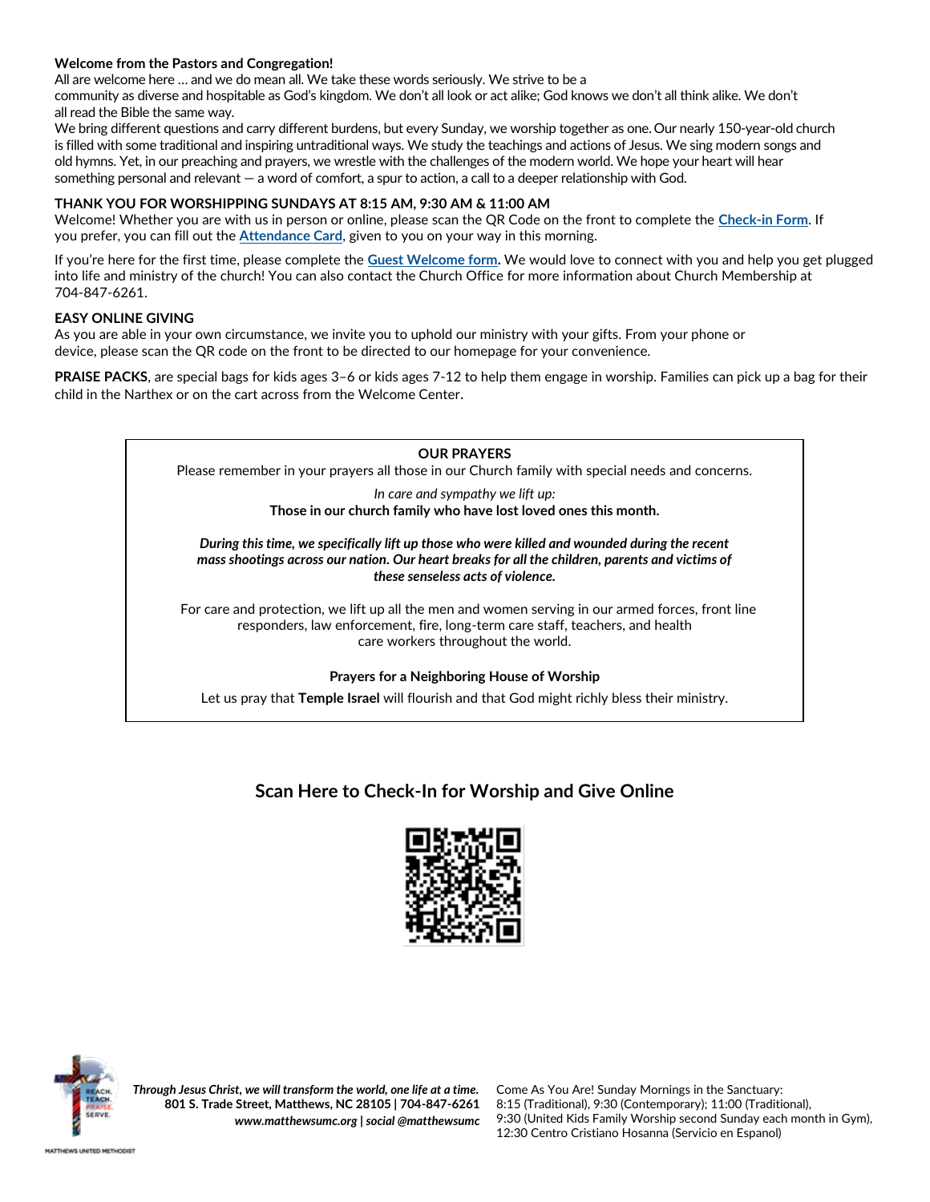**Welcome from the Pastors and Congregation!**

All are welcome here … and we do mean all. We take these words seriously. We strive to be a community as diverse and hospitable as God's kingdom. We don't all look or act alike; God knows we don't all think alike. We don't all read the Bible the same way.

We bring different questions and carry different burdens, but every Sunday, we worship together as one. Our nearly 150-year-old church is filled with some traditional and inspiring untraditional ways. We study the teachings and actions of Jesus. We sing modern songs and old hymns. Yet, in our preaching and prayers, we wrestle with the challenges of the modern world. We hope your heart will hear something personal and relevant — a word of comfort, a spur to action, a call to a deeper relationship with God.

**THANK YOU FOR WORSHIPPING SUNDAYS AT 8:15 AM, 9:30 AM & 11:00 AM**

Welcome! Whether you are with us in person or online, please scan the QR Code on the front to complete the **Check-in Form**. If you prefer, you can fill out the **Attendance Card**, given to you on your way in this morning.

If you're here for the first time, please complete the **Guest Welcome form**. We would love to connect with you and help you get plugged into life and ministry of the church! You can also contact the Church Office for more information about Church Membership at 704-847-6261.

**EASY ONLINE GIVING**

As you are able in your own circumstance, we invite you to uphold our ministry with your gifts. From your phone or device, please scan the QR code on the front to be directed to our homepage for your convenience.

**PRAISE PACKS**, are special bags for kids ages 3–6 or kids ages 7-12 to help them engage in worship. Families can pick up a bag for their child in the Narthex or on the cart across from the Welcome Center.

**OUR PRAYERS**

Please remember in your prayers all those in our Church family with special needs and concerns.

*In care and sympathy we lift up:*

**Those in our church family who have lost loved ones this month.**

***During this time, we specifically lift up those who were killed and wounded during the recent mass shootings across our nation. Our heart breaks for all the children, parents and victims of these senseless acts of violence.***

For care and protection, we lift up all the men and women serving in our armed forces, front line responders, law enforcement, fire, long-term care staff, teachers, and health care workers throughout the world.

**Prayers for a Neighboring House of Worship**

Let us pray that **Temple Israel** will flourish and that God might richly bless their ministry.

## Scan Here to Check-In for Worship and Give Online

REACH. TEACH. PRAISE. SERVE.

MATTHEWS UNITED METHODIST

***Through Jesus Christ, we will transform the world, one life at a time.***
**801 S. Trade Street, Matthews, NC 28105 | 704-847-6261**
***www.matthewsumc.org | social @matthewsumc***

Come As You Are! Sunday Mornings in the Sanctuary:
8:15 (Traditional), 9:30 (Contemporary); 11:00 (Traditional),
9:30 (United Kids Family Worship second Sunday each month in Gym),
12:30 Centro Cristiano Hosanna (Servicio en Espanol)